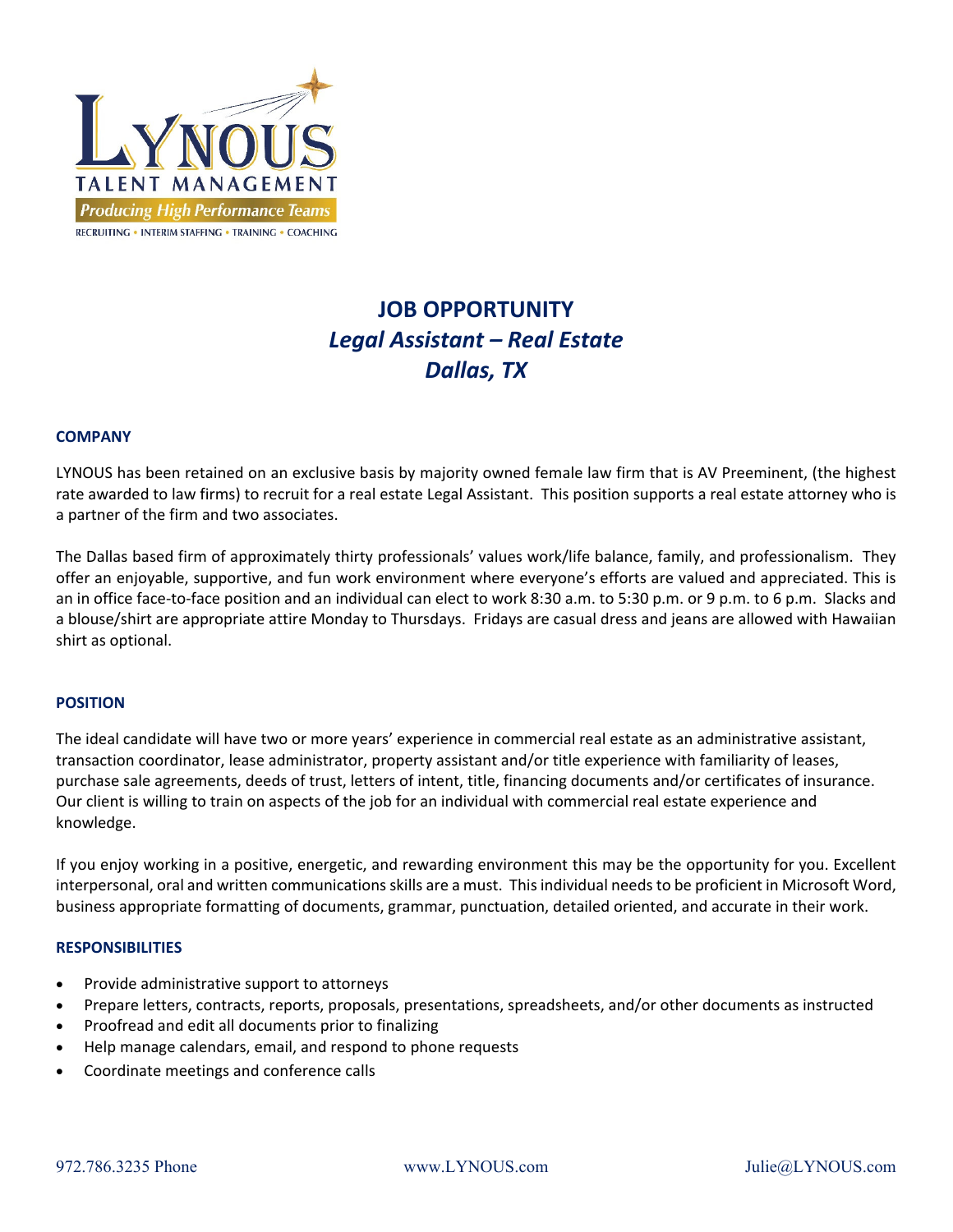LYNOUS
TALENT MANAGEMENT
*Producing High Performance Teams*
RECRUITING • INTERIM STAFFING • TRAINING • COACHING

# JOB OPPORTUNITY
## *Legal Assistant – Real Estate*
## *Dallas, TX*

### COMPANY

LYNOUS has been retained on an exclusive basis by majority owned female law firm that is AV Preeminent, (the highest rate awarded to law firms) to recruit for a real estate Legal Assistant. This position supports a real estate attorney who is a partner of the firm and two associates.

The Dallas based firm of approximately thirty professionals' values work/life balance, family, and professionalism. They offer an enjoyable, supportive, and fun work environment where everyone's efforts are valued and appreciated. This is an in office face-to-face position and an individual can elect to work 8:30 a.m. to 5:30 p.m. or 9 p.m. to 6 p.m. Slacks and a blouse/shirt are appropriate attire Monday to Thursdays. Fridays are casual dress and jeans are allowed with Hawaiian shirt as optional.

### POSITION

The ideal candidate will have two or more years' experience in commercial real estate as an administrative assistant, transaction coordinator, lease administrator, property assistant and/or title experience with familiarity of leases, purchase sale agreements, deeds of trust, letters of intent, title, financing documents and/or certificates of insurance. Our client is willing to train on aspects of the job for an individual with commercial real estate experience and knowledge.

If you enjoy working in a positive, energetic, and rewarding environment this may be the opportunity for you. Excellent interpersonal, oral and written communications skills are a must. This individual needs to be proficient in Microsoft Word, business appropriate formatting of documents, grammar, punctuation, detailed oriented, and accurate in their work.

### RESPONSIBILITIES

- Provide administrative support to attorneys
- Prepare letters, contracts, reports, proposals, presentations, spreadsheets, and/or other documents as instructed
- Proofread and edit all documents prior to finalizing
- Help manage calendars, email, and respond to phone requests
- Coordinate meetings and conference calls

972.786.3235 Phone www.LYNOUS.com Julie@LYNOUS.com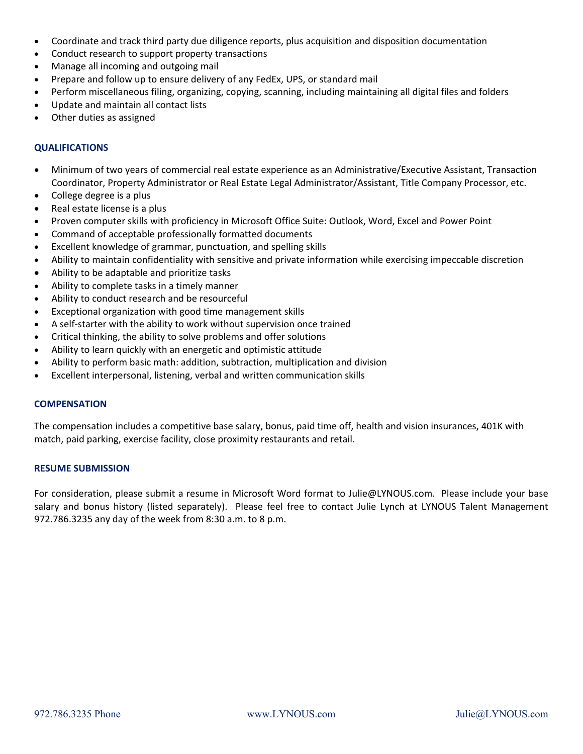- Coordinate and track third party due diligence reports, plus acquisition and disposition documentation
- Conduct research to support property transactions
- Manage all incoming and outgoing mail
- Prepare and follow up to ensure delivery of any FedEx, UPS, or standard mail
- Perform miscellaneous filing, organizing, copying, scanning, including maintaining all digital files and folders
- Update and maintain all contact lists
- Other duties as assigned

### QUALIFICATIONS

- Minimum of two years of commercial real estate experience as an Administrative/Executive Assistant, Transaction Coordinator, Property Administrator or Real Estate Legal Administrator/Assistant, Title Company Processor, etc.
- College degree is a plus
- Real estate license is a plus
- Proven computer skills with proficiency in Microsoft Office Suite: Outlook, Word, Excel and Power Point
- Command of acceptable professionally formatted documents
- Excellent knowledge of grammar, punctuation, and spelling skills
- Ability to maintain confidentiality with sensitive and private information while exercising impeccable discretion
- Ability to be adaptable and prioritize tasks
- Ability to complete tasks in a timely manner
- Ability to conduct research and be resourceful
- Exceptional organization with good time management skills
- A self-starter with the ability to work without supervision once trained
- Critical thinking, the ability to solve problems and offer solutions
- Ability to learn quickly with an energetic and optimistic attitude
- Ability to perform basic math: addition, subtraction, multiplication and division
- Excellent interpersonal, listening, verbal and written communication skills

### COMPENSATION

The compensation includes a competitive base salary, bonus, paid time off, health and vision insurances, 401K with match, paid parking, exercise facility, close proximity restaurants and retail.

### RESUME SUBMISSION

For consideration, please submit a resume in Microsoft Word format to Julie@LYNOUS.com. Please include your base salary and bonus history (listed separately). Please feel free to contact Julie Lynch at LYNOUS Talent Management 972.786.3235 any day of the week from 8:30 a.m. to 8 p.m.